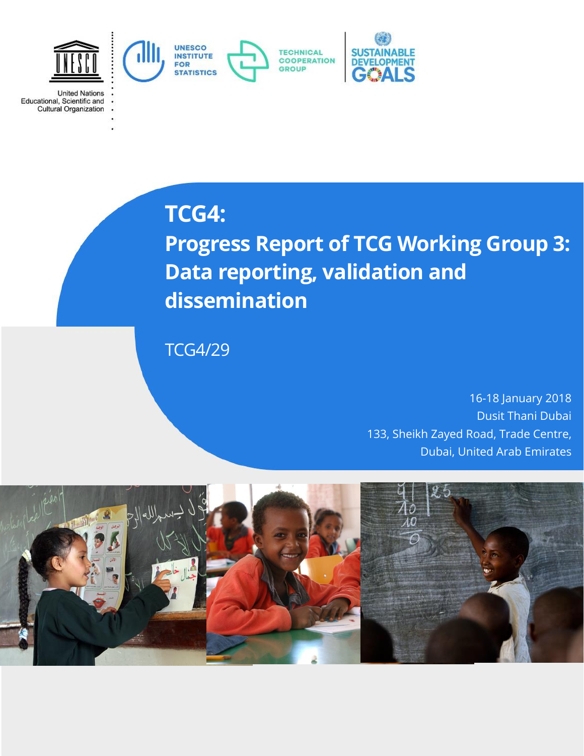United Nations
Educational, Scientific and
Cultural Organization

UNESCO INSTITUTE FOR STATISTICS

TECHNICAL COOPERATION GROUP

SUSTAINABLE DEVELOPMENT GOALS

# TCG4:
# Progress Report of TCG Working Group 3: Data reporting, validation and dissemination

TCG4/29

16-18 January 2018
Dusit Thani Dubai
133, Sheikh Zayed Road, Trade Centre,
Dubai, United Arab Emirates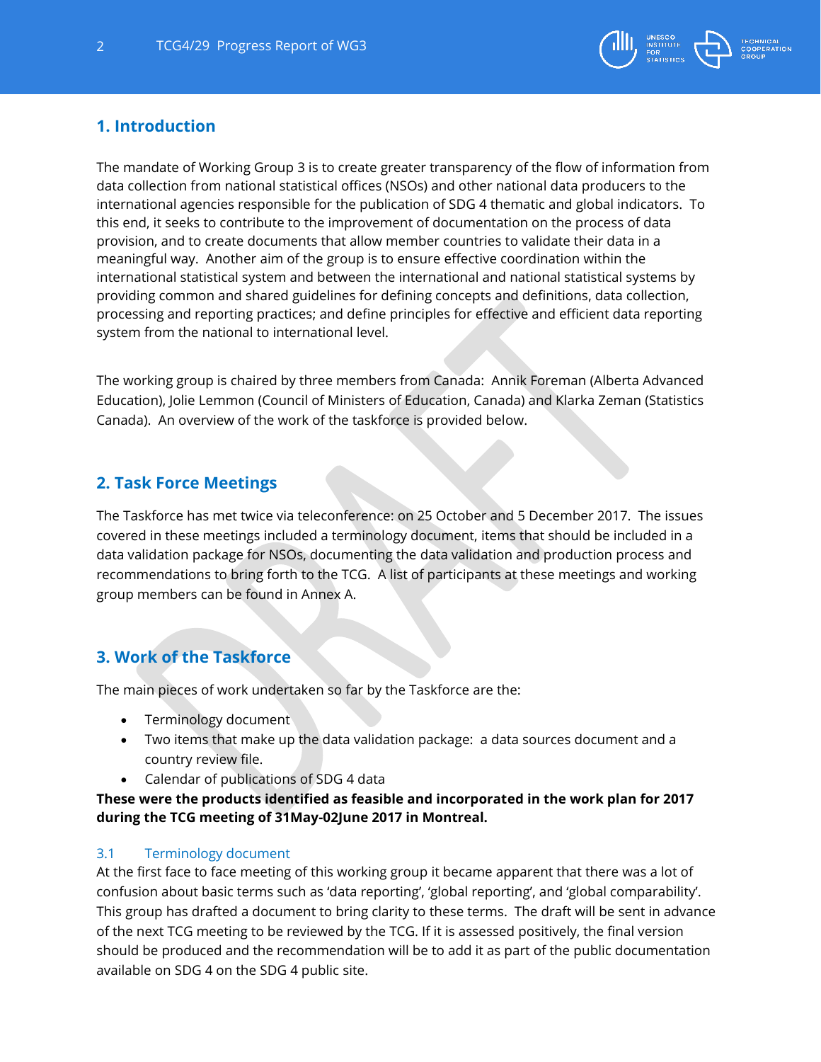## 1. Introduction

The mandate of Working Group 3 is to create greater transparency of the flow of information from data collection from national statistical offices (NSOs) and other national data producers to the international agencies responsible for the publication of SDG 4 thematic and global indicators. To this end, it seeks to contribute to the improvement of documentation on the process of data provision, and to create documents that allow member countries to validate their data in a meaningful way. Another aim of the group is to ensure effective coordination within the international statistical system and between the international and national statistical systems by providing common and shared guidelines for defining concepts and definitions, data collection, processing and reporting practices; and define principles for effective and efficient data reporting system from the national to international level.

The working group is chaired by three members from Canada: Annik Foreman (Alberta Advanced Education), Jolie Lemmon (Council of Ministers of Education, Canada) and Klarka Zeman (Statistics Canada). An overview of the work of the taskforce is provided below.

## 2. Task Force Meetings

The Taskforce has met twice via teleconference: on 25 October and 5 December 2017. The issues covered in these meetings included a terminology document, items that should be included in a data validation package for NSOs, documenting the data validation and production process and recommendations to bring forth to the TCG. A list of participants at these meetings and working group members can be found in Annex A.

## 3. Work of the Taskforce

The main pieces of work undertaken so far by the Taskforce are the:

- Terminology document
- Two items that make up the data validation package: a data sources document and a country review file.
- Calendar of publications of SDG 4 data

**These were the products identified as feasible and incorporated in the work plan for 2017 during the TCG meeting of 31May-02June 2017 in Montreal.**

### 3.1 Terminology document

At the first face to face meeting of this working group it became apparent that there was a lot of confusion about basic terms such as 'data reporting', 'global reporting', and 'global comparability'. This group has drafted a document to bring clarity to these terms. The draft will be sent in advance of the next TCG meeting to be reviewed by the TCG. If it is assessed positively, the final version should be produced and the recommendation will be to add it as part of the public documentation available on SDG 4 on the SDG 4 public site.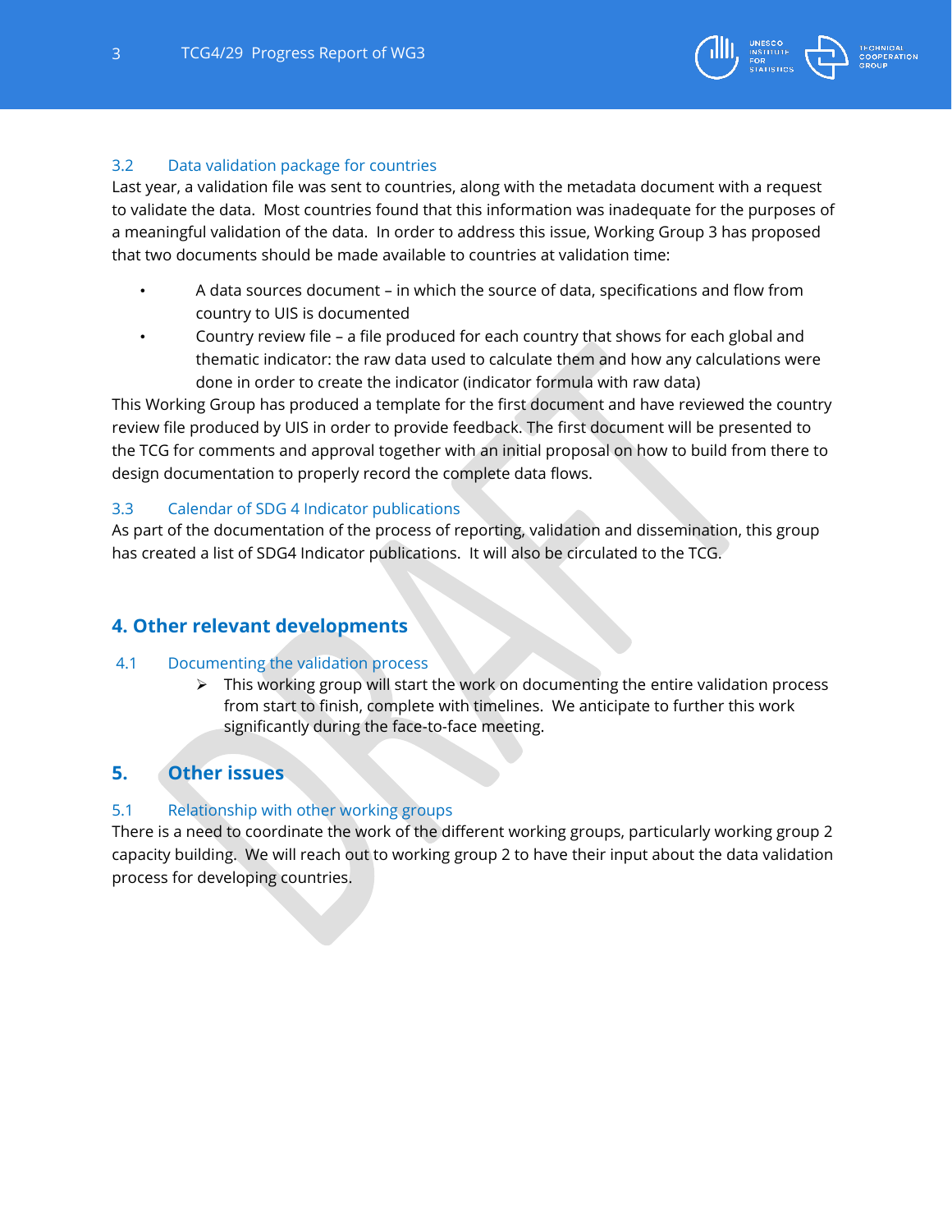### 3.2 Data validation package for countries

Last year, a validation file was sent to countries, along with the metadata document with a request to validate the data. Most countries found that this information was inadequate for the purposes of a meaningful validation of the data. In order to address this issue, Working Group 3 has proposed that two documents should be made available to countries at validation time:

- A data sources document – in which the source of data, specifications and flow from country to UIS is documented
- Country review file – a file produced for each country that shows for each global and thematic indicator: the raw data used to calculate them and how any calculations were done in order to create the indicator (indicator formula with raw data)

This Working Group has produced a template for the first document and have reviewed the country review file produced by UIS in order to provide feedback. The first document will be presented to the TCG for comments and approval together with an initial proposal on how to build from there to design documentation to properly record the complete data flows.

### 3.3 Calendar of SDG 4 Indicator publications

As part of the documentation of the process of reporting, validation and dissemination, this group has created a list of SDG4 Indicator publications. It will also be circulated to the TCG.

## 4. Other relevant developments

### 4.1 Documenting the validation process

- This working group will start the work on documenting the entire validation process from start to finish, complete with timelines. We anticipate to further this work significantly during the face-to-face meeting.

## 5. Other issues

### 5.1 Relationship with other working groups

There is a need to coordinate the work of the different working groups, particularly working group 2 capacity building. We will reach out to working group 2 to have their input about the data validation process for developing countries.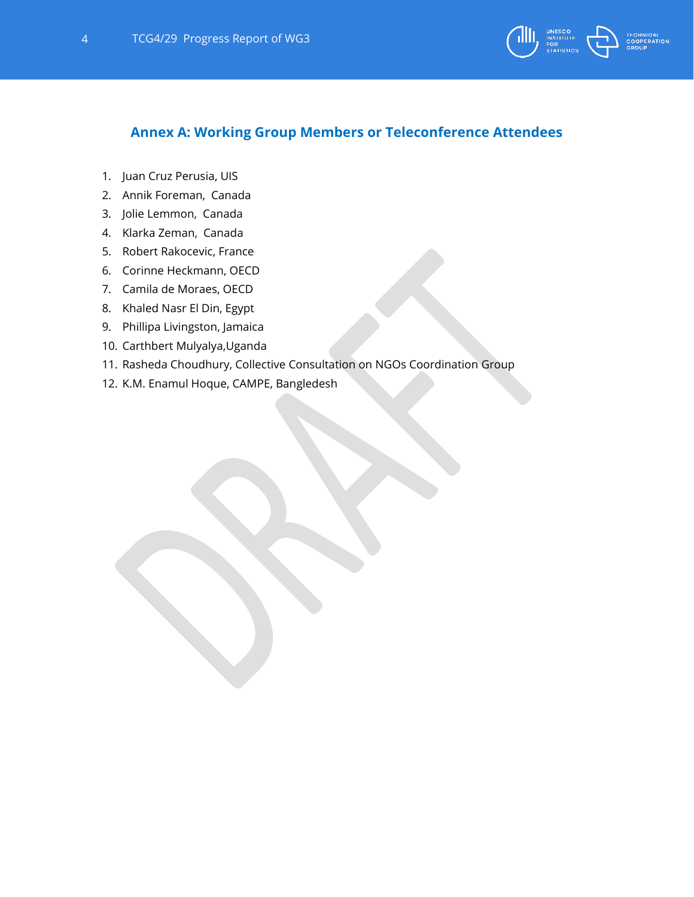## Annex A: Working Group Members or Teleconference Attendees

1. Juan Cruz Perusia, UIS
2. Annik Foreman, Canada
3. Jolie Lemmon, Canada
4. Klarka Zeman, Canada
5. Robert Rakocevic, France
6. Corinne Heckmann, OECD
7. Camila de Moraes, OECD
8. Khaled Nasr El Din, Egypt
9. Phillipa Livingston, Jamaica
10. Carthbert Mulyalya,Uganda
11. Rasheda Choudhury, Collective Consultation on NGOs Coordination Group
12. K.M. Enamul Hoque, CAMPE, Bangledesh